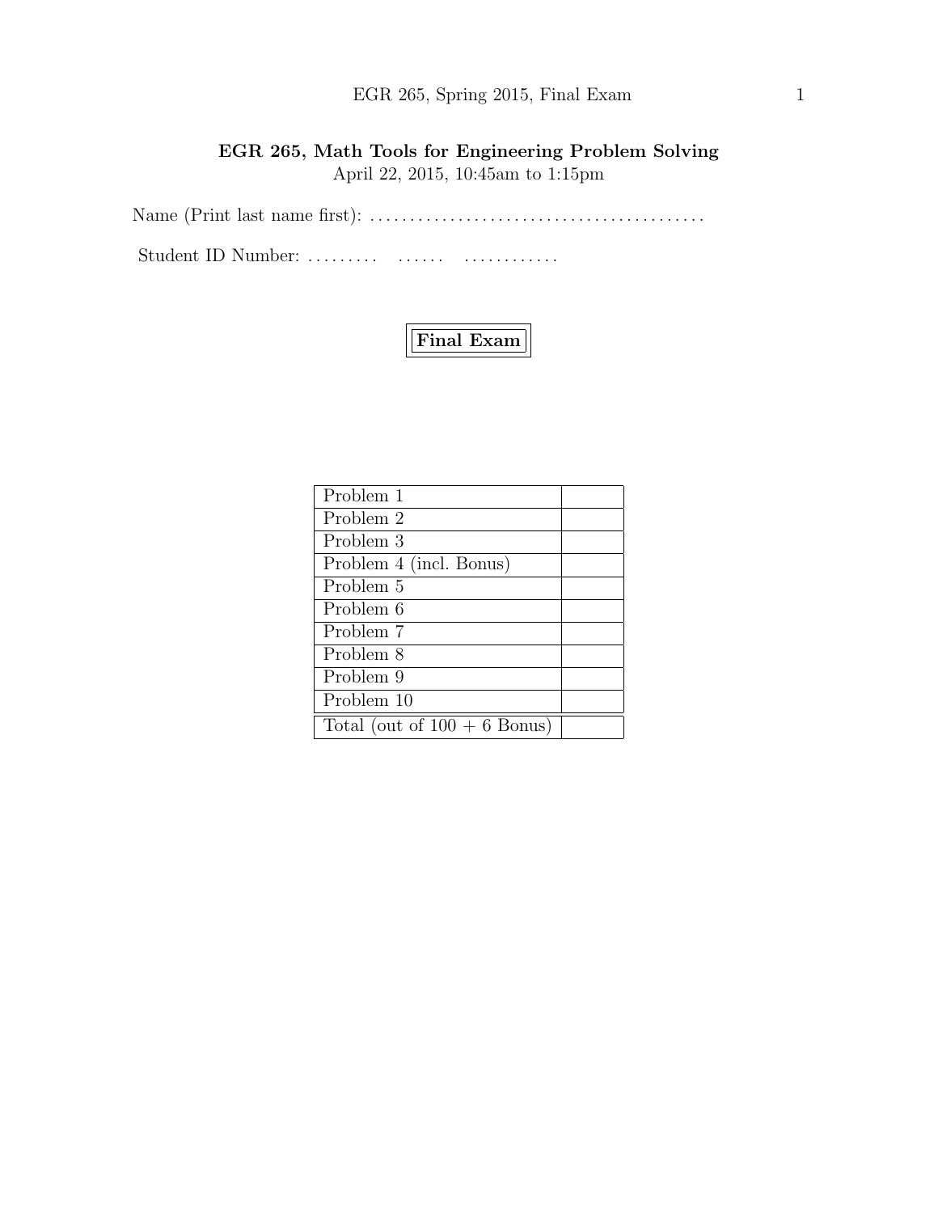**EGR 265, Math Tools for Engineering Problem Solving**

April 22, 2015, 10:45am to 1:15pm

Name (Print last name first): . . . . . . . . . . . . . . . . . . . . . . . . . . . . . . . . . . . . . . . . .

Student ID Number: . . . . . . . . .   . . . . . .   . . . . . . . . . . . .

**Final Exam**

| Problem | Score |
|---|---|
| Problem 1 | |
| Problem 2 | |
| Problem 3 | |
| Problem 4 (incl. Bonus) | |
| Problem 5 | |
| Problem 6 | |
| Problem 7 | |
| Problem 8 | |
| Problem 9 | |
| Problem 10 | |
| Total (out of 100 + 6 Bonus) | |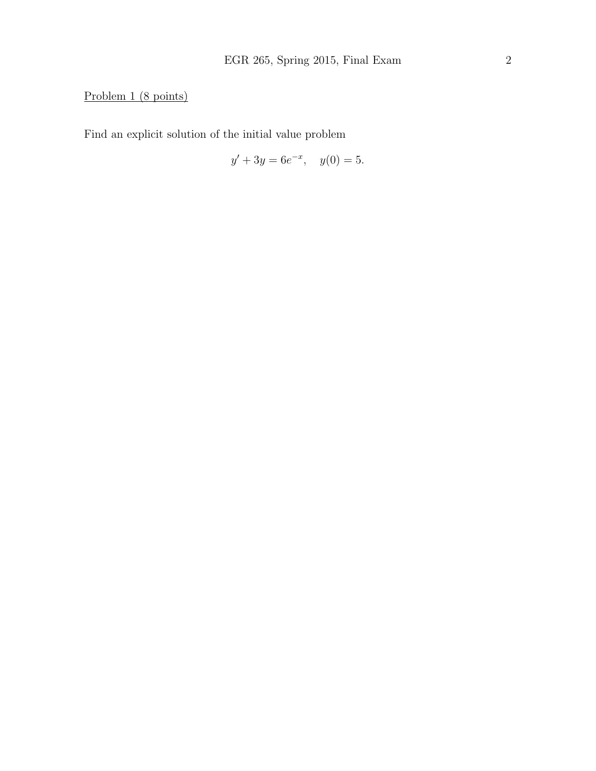Problem 1 (8 points)

Find an explicit solution of the initial value problem

$$y' + 3y = 6e^{-x}, \quad y(0) = 5.$$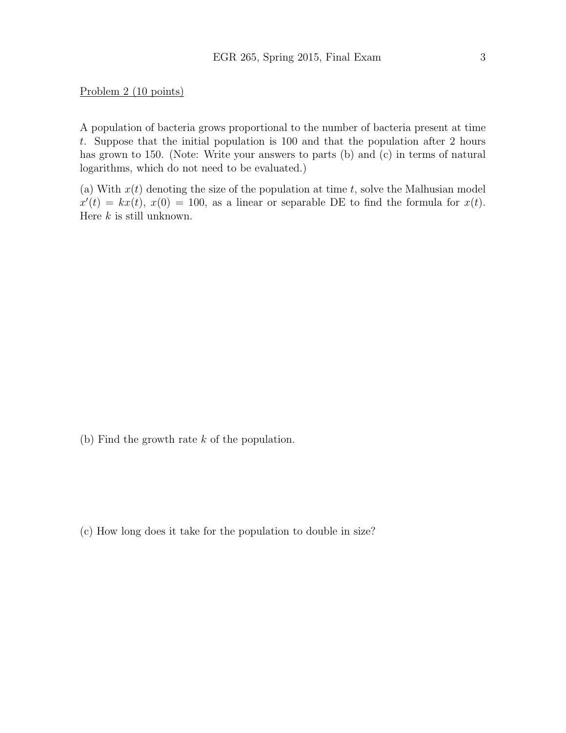Problem 2 (10 points)

A population of bacteria grows proportional to the number of bacteria present at time $t$. Suppose that the initial population is 100 and that the population after 2 hours has grown to 150. (Note: Write your answers to parts (b) and (c) in terms of natural logarithms, which do not need to be evaluated.)

(a) With $x(t)$ denoting the size of the population at time $t$, solve the Malhusian model $x'(t) = kx(t)$, $x(0) = 100$, as a linear or separable DE to find the formula for $x(t)$. Here $k$ is still unknown.

(b) Find the growth rate $k$ of the population.

(c) How long does it take for the population to double in size?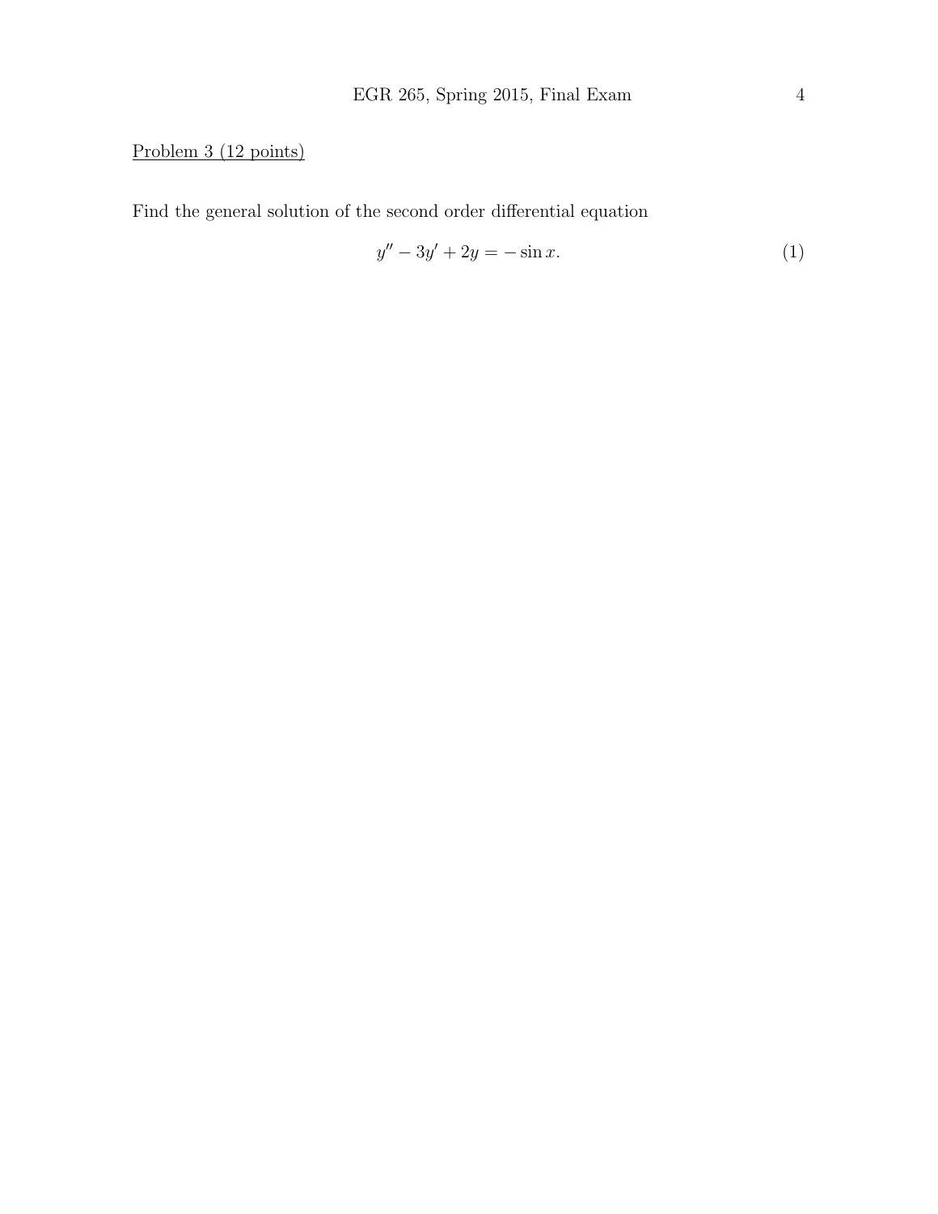Problem 3 (12 points)

Find the general solution of the second order differential equation

$$y'' - 3y' + 2y = -\sin x. \tag{1}$$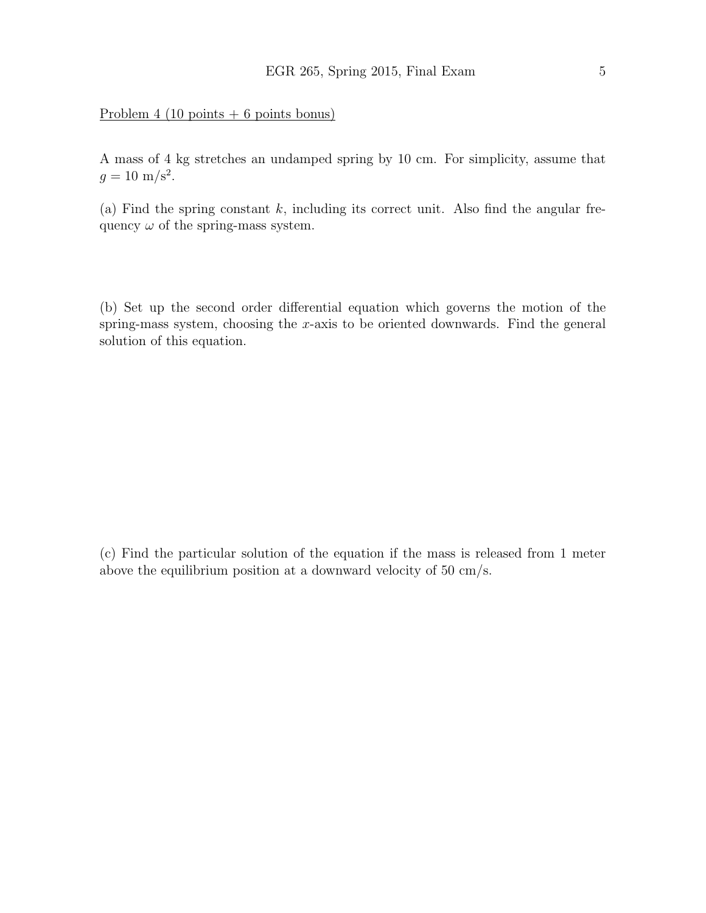Problem 4 (10 points + 6 points bonus)

A mass of 4 kg stretches an undamped spring by 10 cm. For simplicity, assume that $g = 10$ m/s$^2$.

(a) Find the spring constant $k$, including its correct unit. Also find the angular frequency $\omega$ of the spring-mass system.

(b) Set up the second order differential equation which governs the motion of the spring-mass system, choosing the $x$-axis to be oriented downwards. Find the general solution of this equation.

(c) Find the particular solution of the equation if the mass is released from 1 meter above the equilibrium position at a downward velocity of 50 cm/s.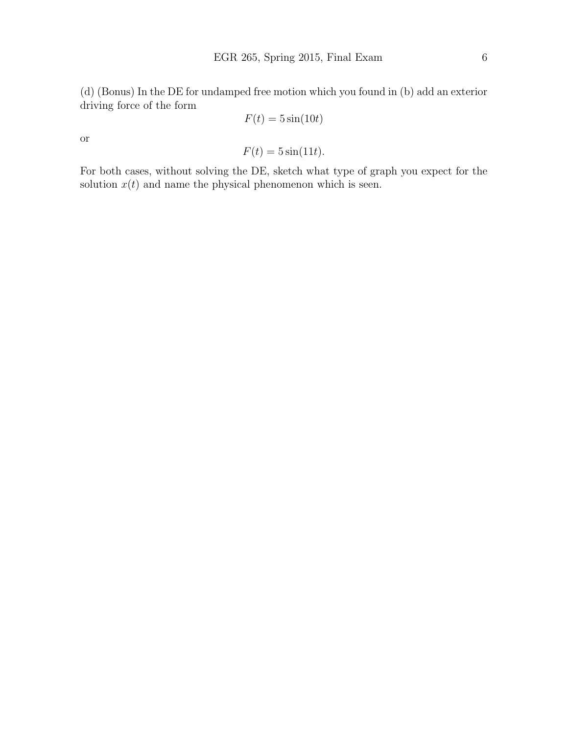(d) (Bonus) In the DE for undamped free motion which you found in (b) add an exterior driving force of the form

$$F(t) = 5\sin(10t)$$

or

$$F(t) = 5\sin(11t).$$

For both cases, without solving the DE, sketch what type of graph you expect for the solution $x(t)$ and name the physical phenomenon which is seen.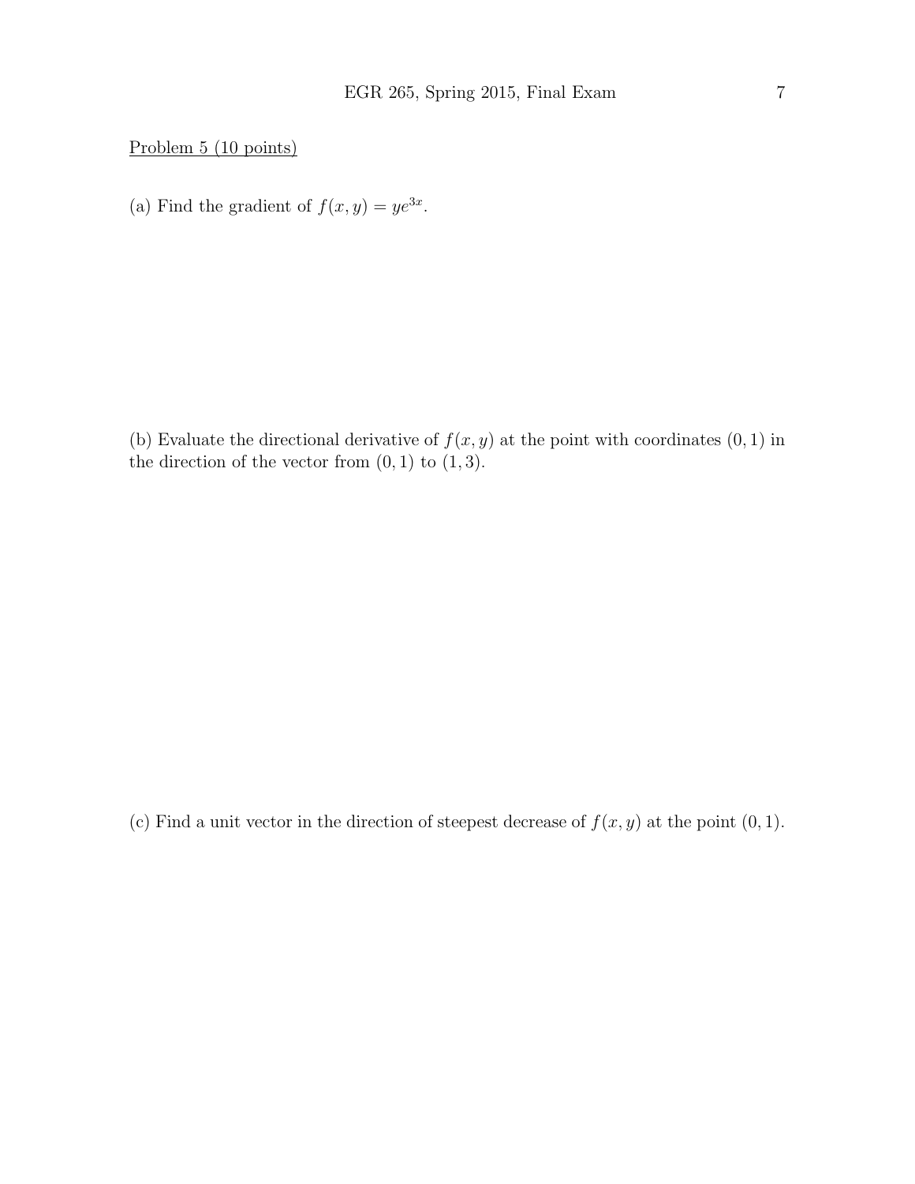Problem 5 (10 points)

(a) Find the gradient of $f(x, y) = ye^{3x}$.

(b) Evaluate the directional derivative of $f(x, y)$ at the point with coordinates $(0, 1)$ in the direction of the vector from $(0, 1)$ to $(1, 3)$.

(c) Find a unit vector in the direction of steepest decrease of $f(x, y)$ at the point $(0, 1)$.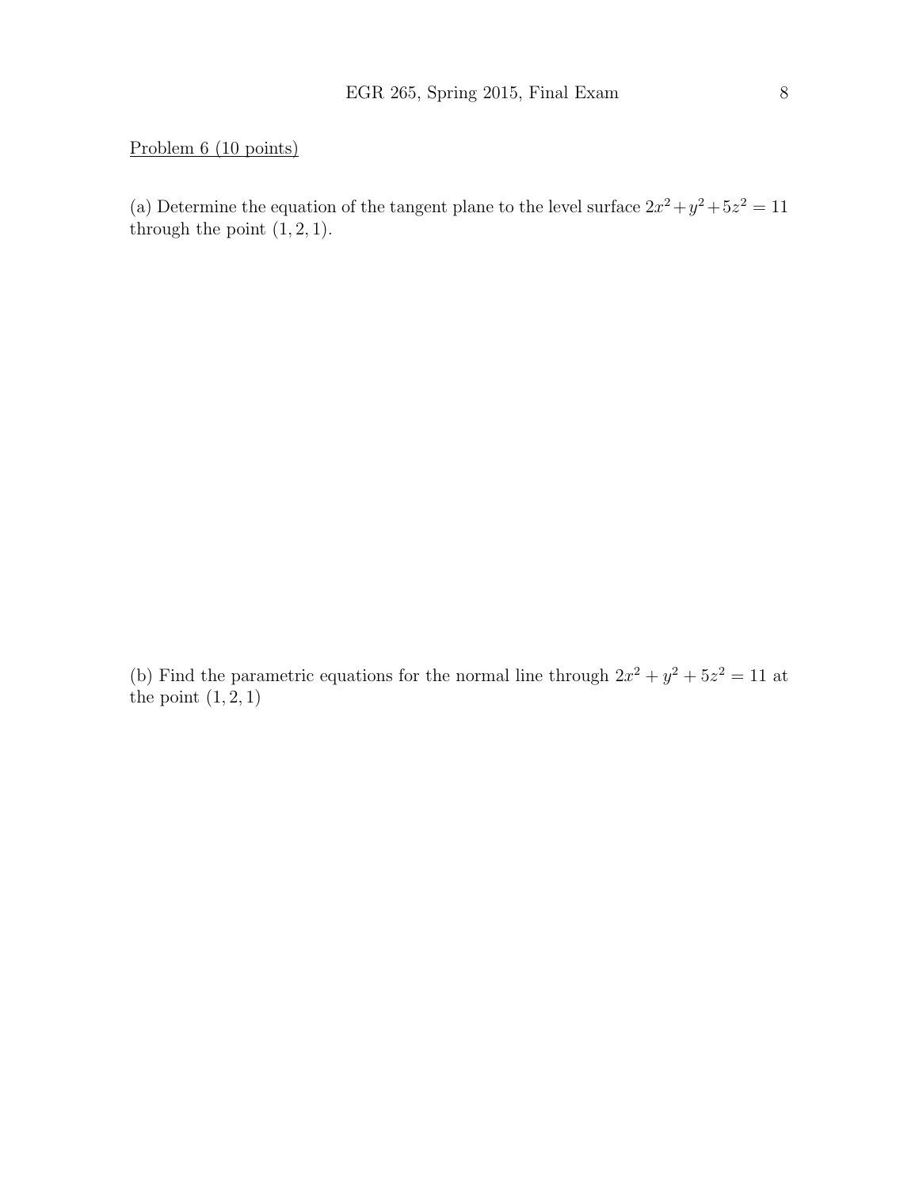Problem 6 (10 points)

(a) Determine the equation of the tangent plane to the level surface $2x^2 + y^2 + 5z^2 = 11$ through the point $(1, 2, 1)$.

(b) Find the parametric equations for the normal line through $2x^2 + y^2 + 5z^2 = 11$ at the point $(1, 2, 1)$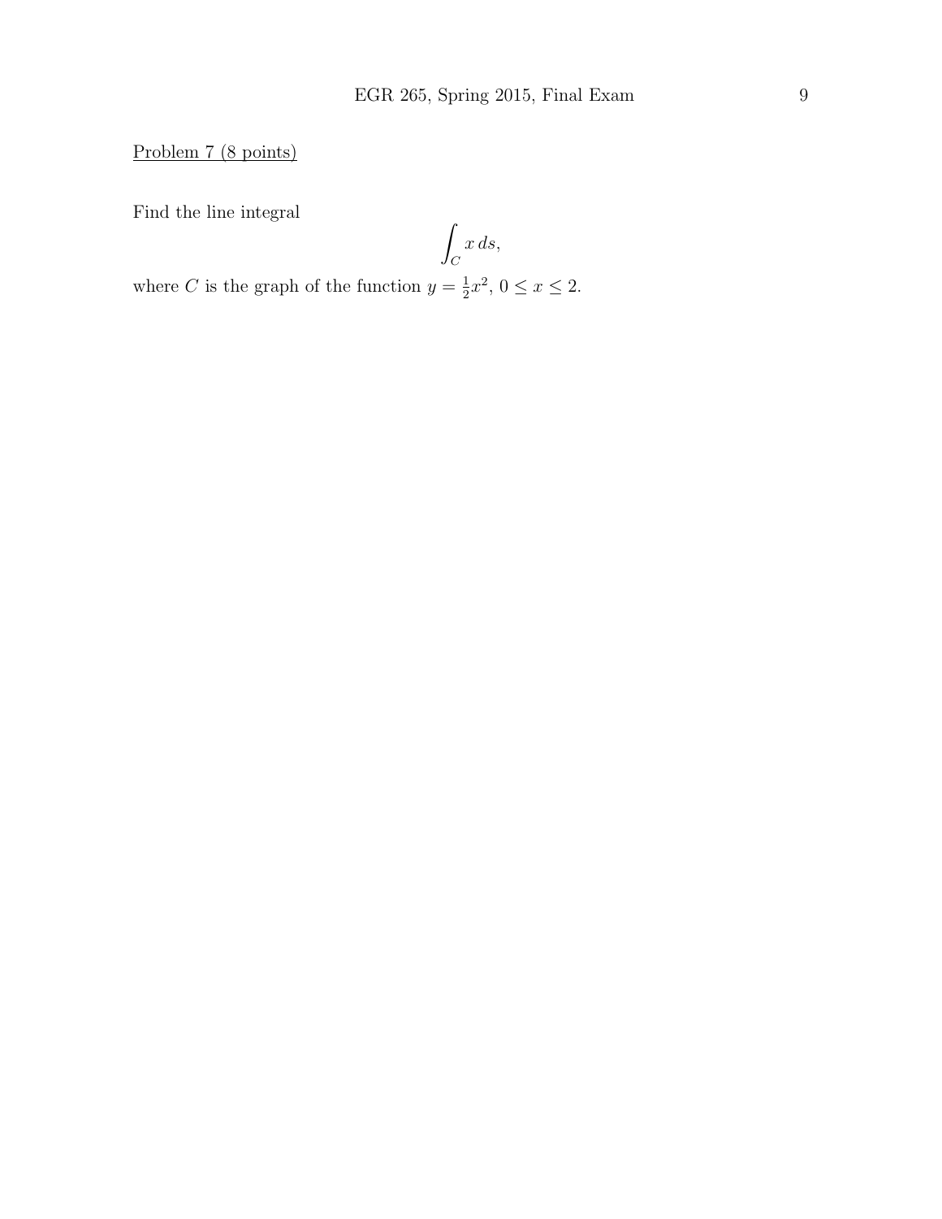Problem 7 (8 points)

Find the line integral

$$\int_C x\, ds,$$

where $C$ is the graph of the function $y = \frac{1}{2}x^2$, $0 \leq x \leq 2$.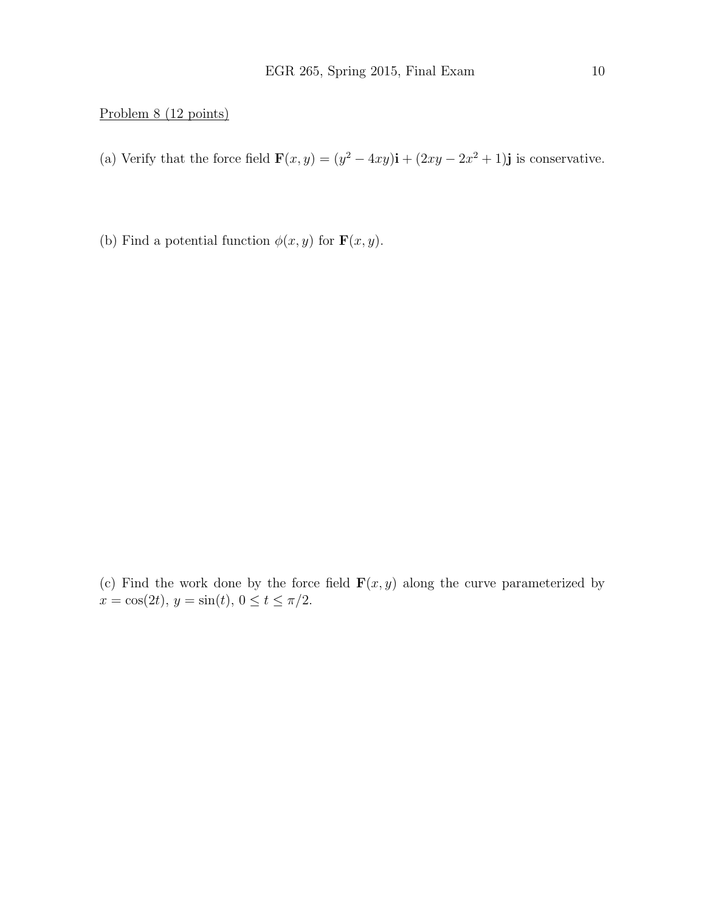Problem 8 (12 points)

(a) Verify that the force field $\mathbf{F}(x, y) = (y^2 - 4xy)\mathbf{i} + (2xy - 2x^2 + 1)\mathbf{j}$ is conservative.

(b) Find a potential function $\phi(x, y)$ for $\mathbf{F}(x, y)$.

(c) Find the work done by the force field $\mathbf{F}(x, y)$ along the curve parameterized by $x = \cos(2t)$, $y = \sin(t)$, $0 \leq t \leq \pi/2$.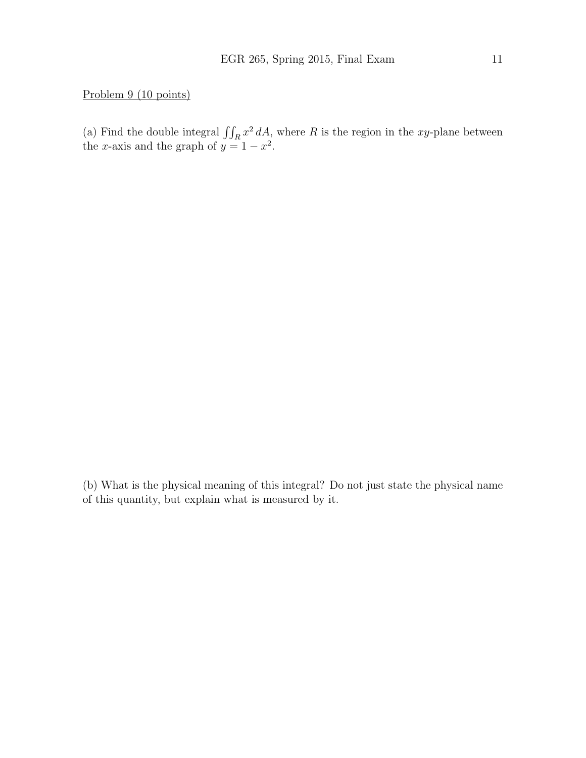Problem 9 (10 points)

(a) Find the double integral $\iint_R x^2 \, dA$, where $R$ is the region in the $xy$-plane between the $x$-axis and the graph of $y = 1 - x^2$.

(b) What is the physical meaning of this integral? Do not just state the physical name of this quantity, but explain what is measured by it.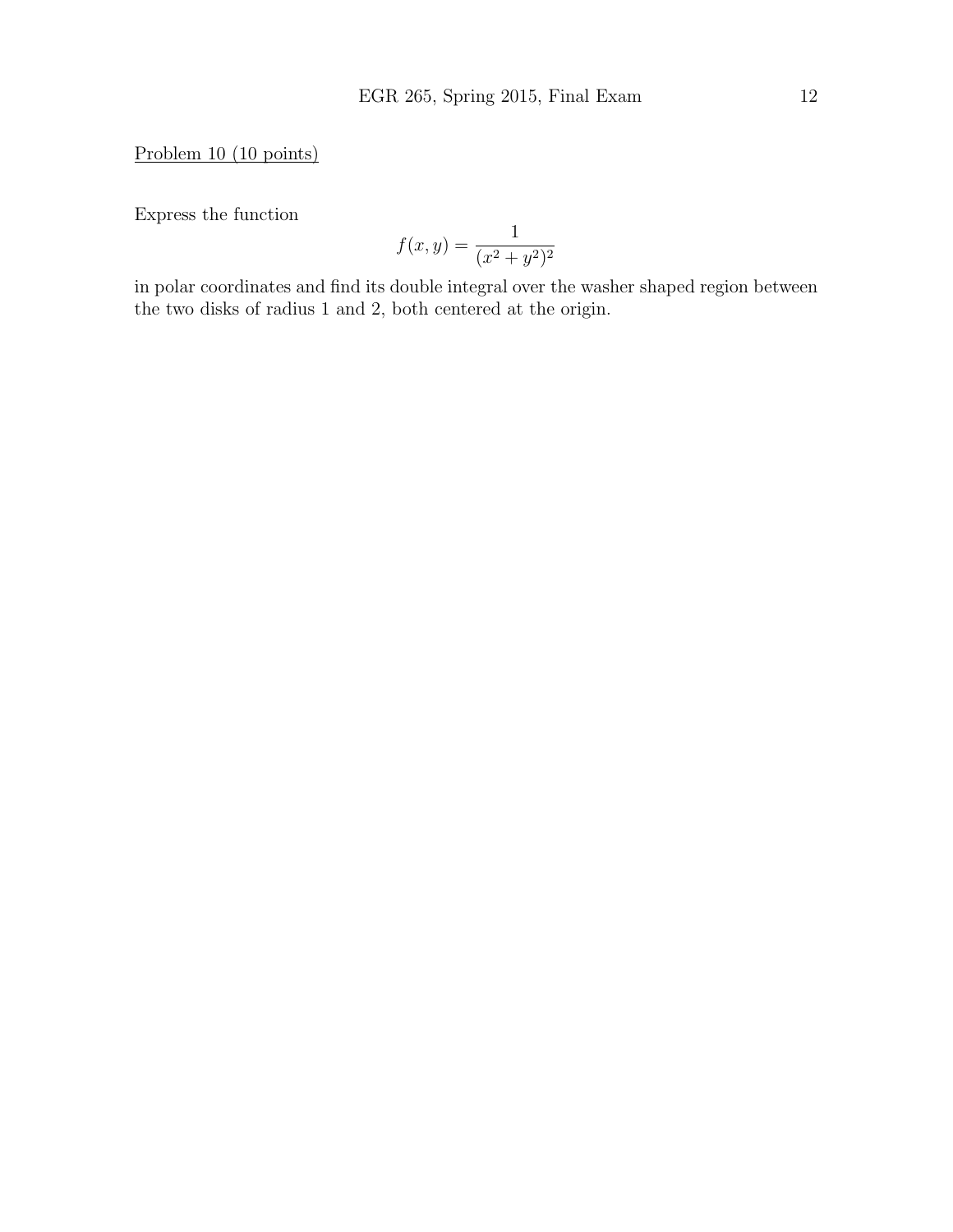Problem 10 (10 points)

Express the function

$$f(x, y) = \frac{1}{(x^2 + y^2)^2}$$

in polar coordinates and find its double integral over the washer shaped region between the two disks of radius 1 and 2, both centered at the origin.